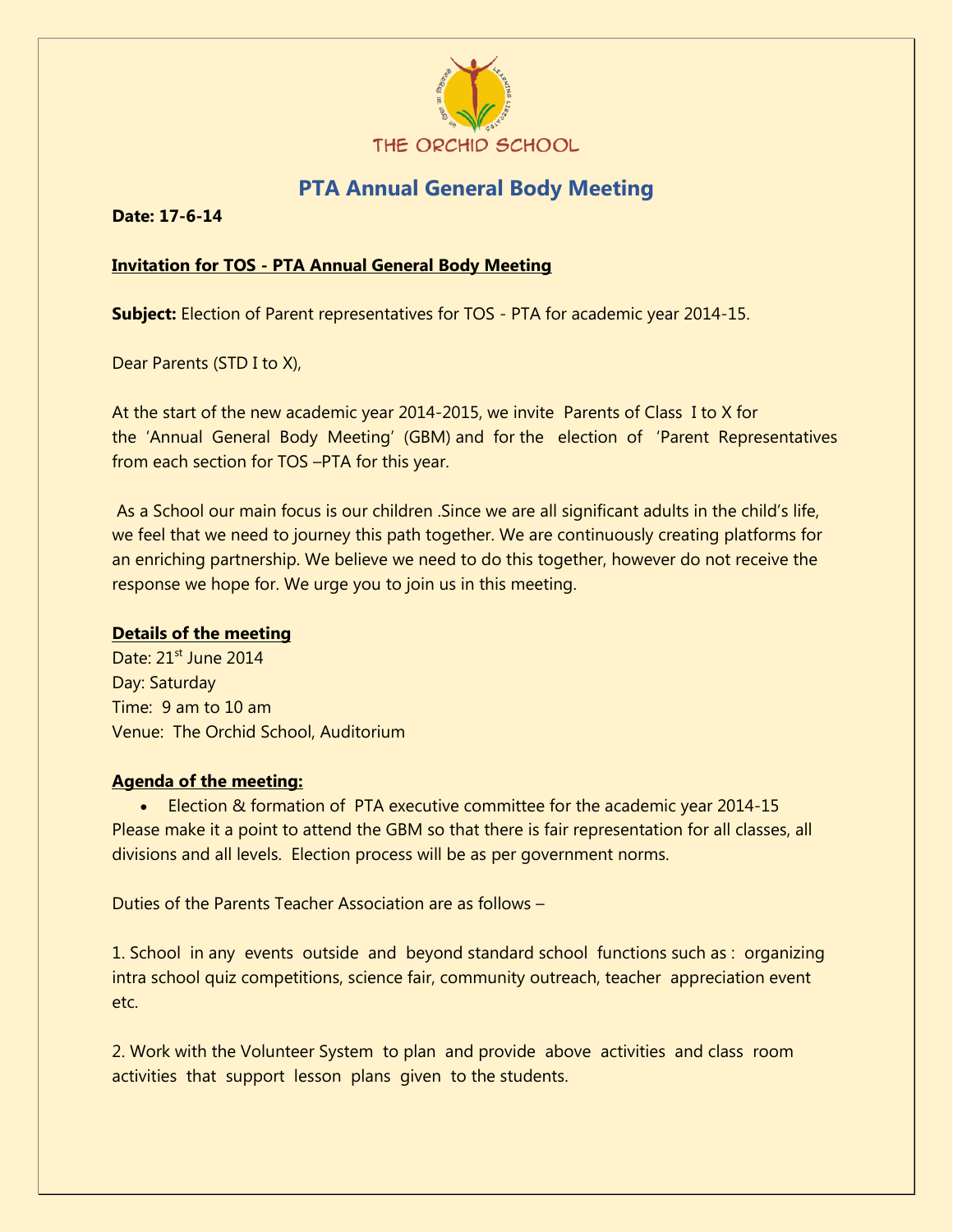THE ORCHID SCHOOL

# PTA Annual General Body Meeting

**Date: 17-6-14**

**Invitation for TOS - PTA Annual General Body Meeting**

**Subject:** Election of Parent representatives for TOS - PTA for academic year 2014-15.

Dear Parents (STD I to X),

At the start of the new academic year 2014-2015, we invite Parents of Class I to X for the 'Annual General Body Meeting' (GBM) and for the election of 'Parent Representatives from each section for TOS –PTA for this year.

As a School our main focus is our children .Since we are all significant adults in the child's life, we feel that we need to journey this path together. We are continuously creating platforms for an enriching partnership. We believe we need to do this together, however do not receive the response we hope for. We urge you to join us in this meeting.

**Details of the meeting**

Date: 21st June 2014
Day: Saturday
Time: 9 am to 10 am
Venue: The Orchid School, Auditorium

**Agenda of the meeting:**

- Election & formation of PTA executive committee for the academic year 2014-15

Please make it a point to attend the GBM so that there is fair representation for all classes, all divisions and all levels. Election process will be as per government norms.

Duties of the Parents Teacher Association are as follows –

1. School in any events outside and beyond standard school functions such as : organizing intra school quiz competitions, science fair, community outreach, teacher appreciation event etc.

2. Work with the Volunteer System to plan and provide above activities and class room activities that support lesson plans given to the students.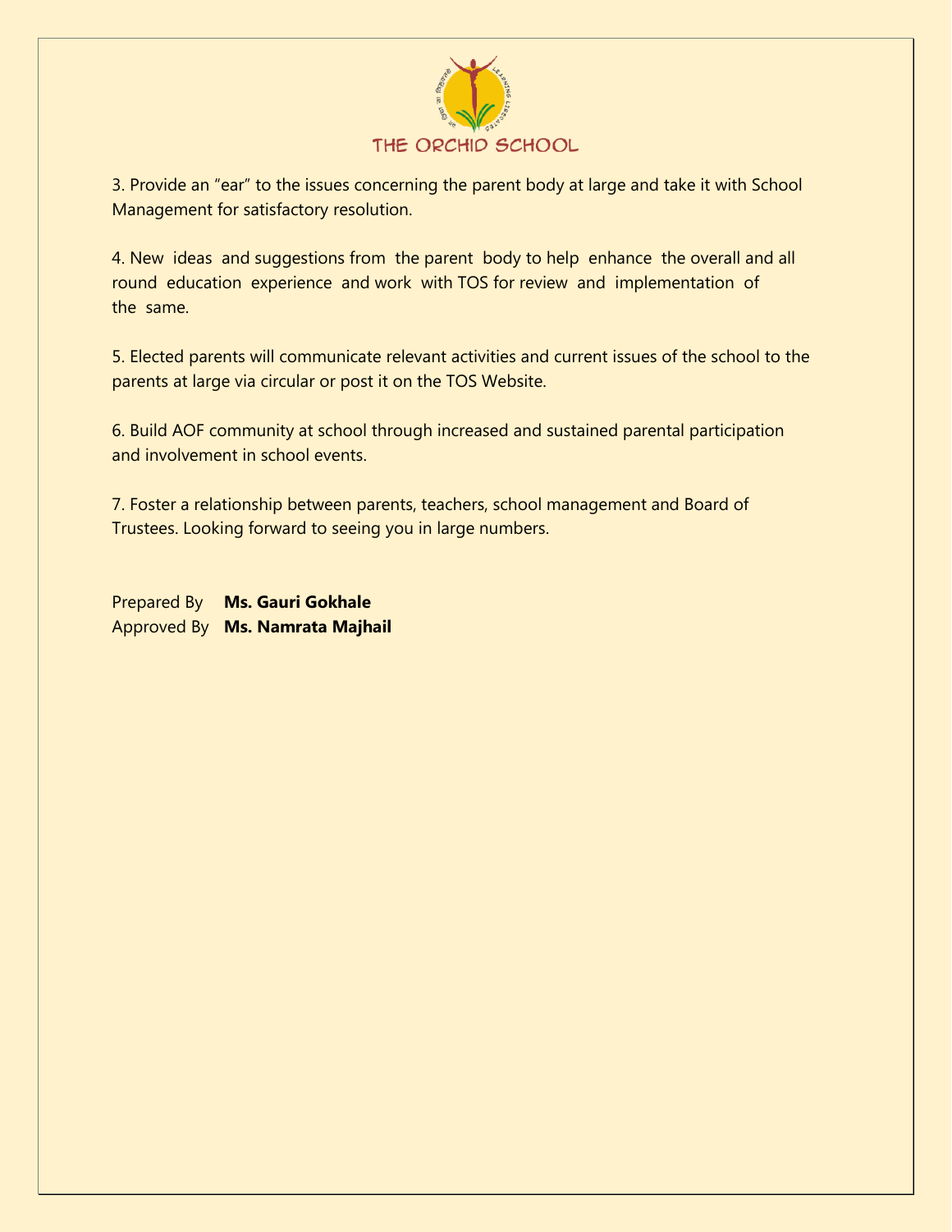3. Provide an "ear" to the issues concerning the parent body at large and take it with School Management for satisfactory resolution.

4. New ideas and suggestions from the parent body to help enhance the overall and all round education experience and work with TOS for review and implementation of the same.

5. Elected parents will communicate relevant activities and current issues of the school to the parents at large via circular or post it on the TOS Website.

6. Build AOF community at school through increased and sustained parental participation and involvement in school events.

7. Foster a relationship between parents, teachers, school management and Board of Trustees. Looking forward to seeing you in large numbers.

Prepared By **Ms. Gauri Gokhale**
Approved By **Ms. Namrata Majhail**